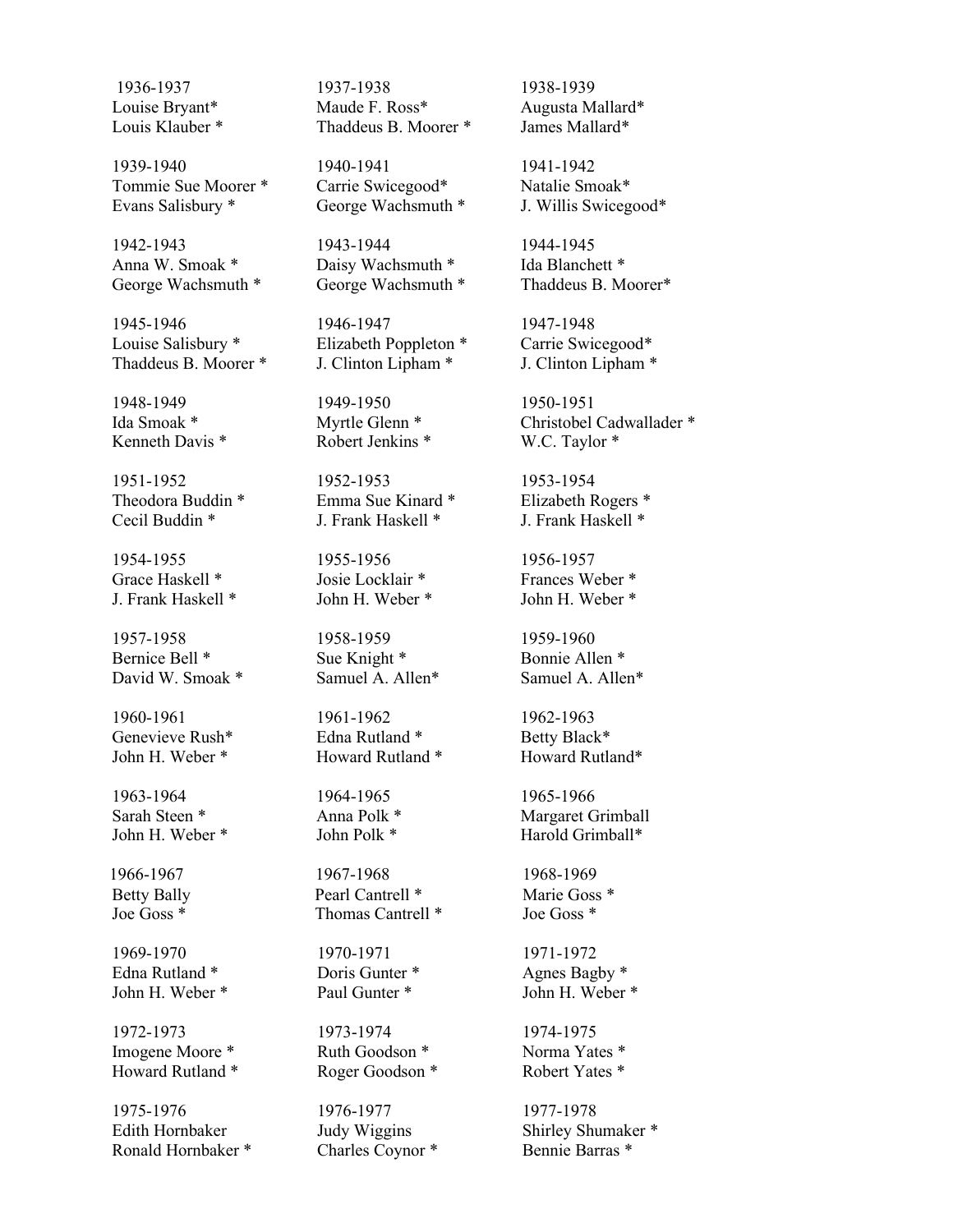1936-1937
Louise Bryant*
Louis Klauber *

1937-1938
Maude F. Ross*
Thaddeus B. Moorer *

1938-1939
Augusta Mallard*
James Mallard*

1939-1940
Tommie Sue Moorer *
Evans Salisbury *

1940-1941
Carrie Swicegood*
George Wachsmuth *

1941-1942
Natalie Smoak*
J. Willis Swicegood*

1942-1943
Anna W. Smoak *
George Wachsmuth *

1943-1944
Daisy Wachsmuth *
George Wachsmuth *

1944-1945
Ida Blanchett *
Thaddeus B. Moorer*

1945-1946
Louise Salisbury *
Thaddeus B. Moorer *

1946-1947
Elizabeth Poppleton *
J. Clinton Lipham *

1947-1948
Carrie Swicegood*
J. Clinton Lipham *

1948-1949
Ida Smoak *
Kenneth Davis *

1949-1950
Myrtle Glenn *
Robert Jenkins *

1950-1951
Christobel Cadwallader *
W.C. Taylor *

1951-1952
Theodora Buddin *
Cecil Buddin *

1952-1953
Emma Sue Kinard *
J. Frank Haskell *

1953-1954
Elizabeth Rogers *
J. Frank Haskell *

1954-1955
Grace Haskell *
J. Frank Haskell *

1955-1956
Josie Locklair *
John H. Weber *

1956-1957
Frances Weber *
John H. Weber *

1957-1958
Bernice Bell *
David W. Smoak *

1958-1959
Sue Knight *
Samuel A. Allen*

1959-1960
Bonnie Allen *
Samuel A. Allen*

1960-1961
Genevieve Rush*
John H. Weber *

1961-1962
Edna Rutland *
Howard Rutland *

1962-1963
Betty Black*
Howard Rutland*

1963-1964
Sarah Steen *
John H. Weber *

1964-1965
Anna Polk *
John Polk *

1965-1966
Margaret Grimball
Harold Grimball*

1966-1967
Betty Bally
Joe Goss *

1967-1968
Pearl Cantrell *
Thomas Cantrell *

1968-1969
Marie Goss *
Joe Goss *

1969-1970
Edna Rutland *
John H. Weber *

1970-1971
Doris Gunter *
Paul Gunter *

1971-1972
Agnes Bagby *
John H. Weber *

1972-1973
Imogene Moore *
Howard Rutland *

1973-1974
Ruth Goodson *
Roger Goodson *

1974-1975
Norma Yates *
Robert Yates *

1975-1976
Edith Hornbaker
Ronald Hornbaker *

1976-1977
Judy Wiggins
Charles Coynor *

1977-1978
Shirley Shumaker *
Bennie Barras *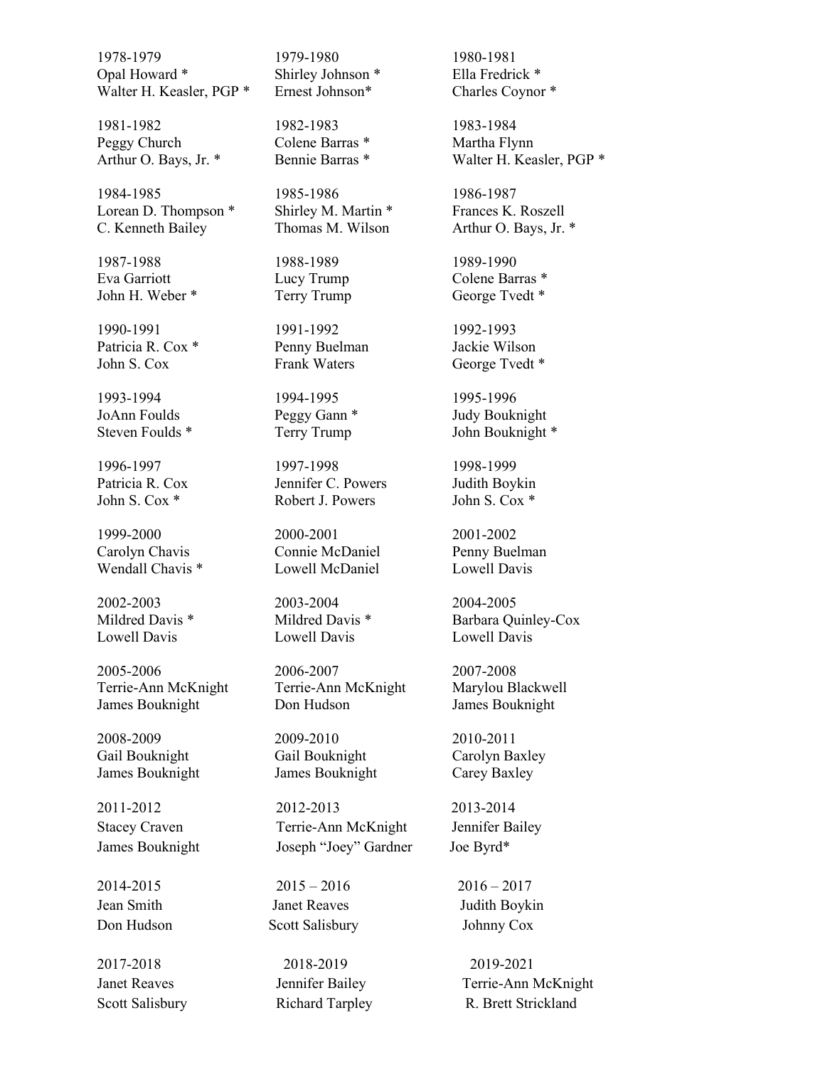| | | |
|---|---|---|
| 1978-1979<br>Opal Howard *<br>Walter H. Keasler, PGP * | 1979-1980<br>Shirley Johnson *<br>Ernest Johnson* | 1980-1981<br>Ella Fredrick *<br>Charles Coynor * |
| 1981-1982<br>Peggy Church<br>Arthur O. Bays, Jr. * | 1982-1983<br>Colene Barras *<br>Bennie Barras * | 1983-1984<br>Martha Flynn<br>Walter H. Keasler, PGP * |
| 1984-1985<br>Lorean D. Thompson *<br>C. Kenneth Bailey | 1985-1986<br>Shirley M. Martin *<br>Thomas M. Wilson | 1986-1987<br>Frances K. Roszell<br>Arthur O. Bays, Jr. * |
| 1987-1988<br>Eva Garriott<br>John H. Weber * | 1988-1989<br>Lucy Trump<br>Terry Trump | 1989-1990<br>Colene Barras *<br>George Tvedt * |
| 1990-1991<br>Patricia R. Cox *<br>John S. Cox | 1991-1992<br>Penny Buelman<br>Frank Waters | 1992-1993<br>Jackie Wilson<br>George Tvedt * |
| 1993-1994<br>JoAnn Foulds<br>Steven Foulds * | 1994-1995<br>Peggy Gann *<br>Terry Trump | 1995-1996<br>Judy Bouknight<br>John Bouknight * |
| 1996-1997<br>Patricia R. Cox<br>John S. Cox * | 1997-1998<br>Jennifer C. Powers<br>Robert J. Powers | 1998-1999<br>Judith Boykin<br>John S. Cox * |
| 1999-2000<br>Carolyn Chavis<br>Wendall Chavis * | 2000-2001<br>Connie McDaniel<br>Lowell McDaniel | 2001-2002<br>Penny Buelman<br>Lowell Davis |
| 2002-2003<br>Mildred Davis *<br>Lowell Davis | 2003-2004<br>Mildred Davis *<br>Lowell Davis | 2004-2005<br>Barbara Quinley-Cox<br>Lowell Davis |
| 2005-2006<br>Terrie-Ann McKnight<br>James Bouknight | 2006-2007<br>Terrie-Ann McKnight<br>Don Hudson | 2007-2008<br>Marylou Blackwell<br>James Bouknight |
| 2008-2009<br>Gail Bouknight<br>James Bouknight | 2009-2010<br>Gail Bouknight<br>James Bouknight | 2010-2011<br>Carolyn Baxley<br>Carey Baxley |
| 2011-2012<br>Stacey Craven<br>James Bouknight | 2012-2013<br>Terrie-Ann McKnight<br>Joseph "Joey" Gardner | 2013-2014<br>Jennifer Bailey<br>Joe Byrd* |
| 2014-2015<br>Jean Smith<br>Don Hudson | 2015 – 2016<br>Janet Reaves<br>Scott Salisbury | 2016 – 2017<br>Judith Boykin<br>Johnny Cox |
| 2017-2018<br>Janet Reaves<br>Scott Salisbury | 2018-2019<br>Jennifer Bailey<br>Richard Tarpley | 2019-2021<br>Terrie-Ann McKnight<br>R. Brett Strickland |